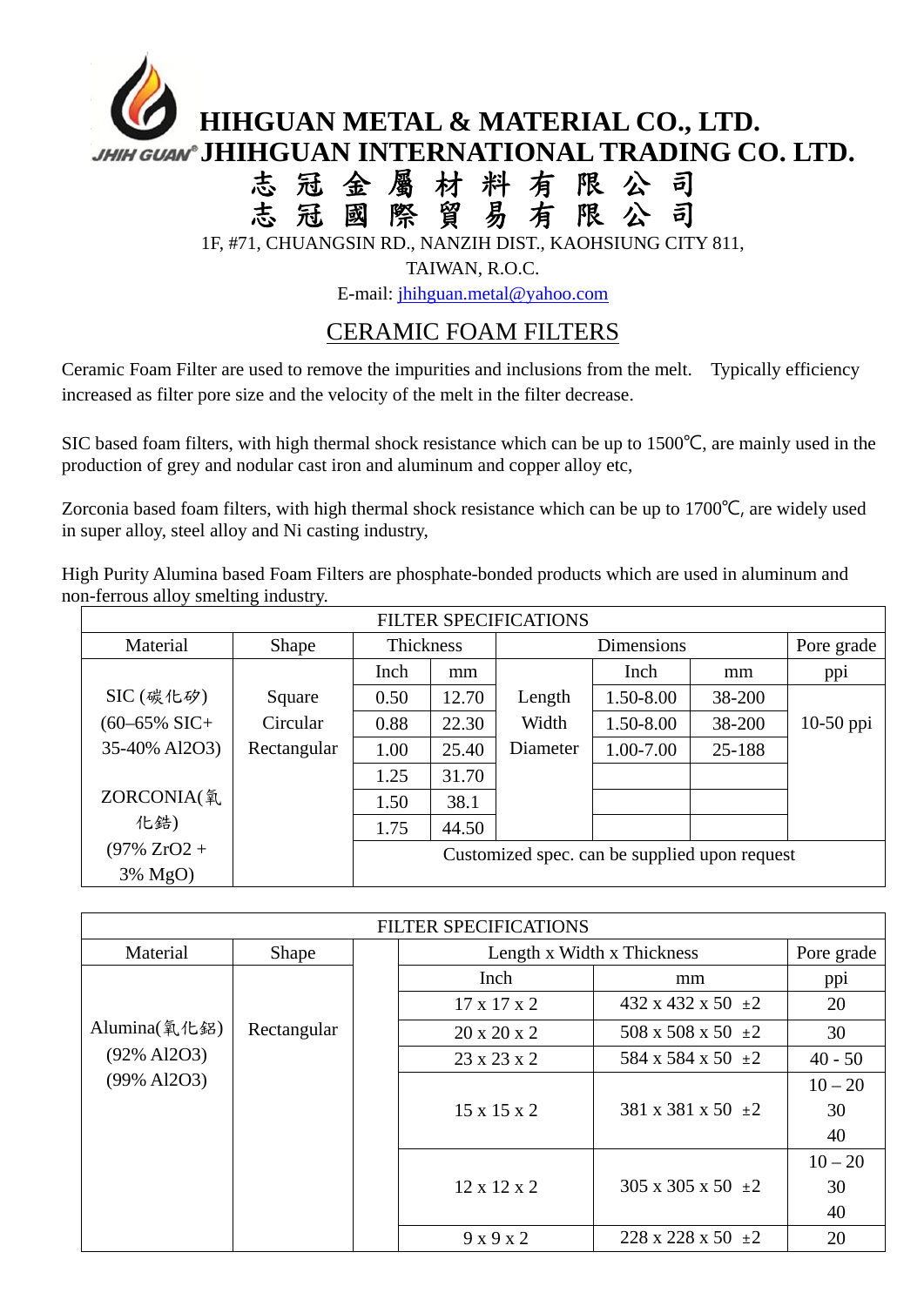# HIHGUAN METAL & MATERIAL CO., LTD.
# JHIHGUAN INTERNATIONAL TRADING CO. LTD.
# 志 冠 金 屬 材 料 有 限 公 司
# 志 冠 國 際 貿 易 有 限 公 司

1F, #71, CHUANGSIN RD., NANZIH DIST., KAOHSIUNG CITY 811,

TAIWAN, R.O.C.

E-mail: jhihguan.metal@yahoo.com

## CERAMIC FOAM FILTERS

Ceramic Foam Filter are used to remove the impurities and inclusions from the melt.　Typically efficiency increased as filter pore size and the velocity of the melt in the filter decrease.

SIC based foam filters, with high thermal shock resistance which can be up to 1500℃, are mainly used in the production of grey and nodular cast iron and aluminum and copper alloy etc,

Zorconia based foam filters, with high thermal shock resistance which can be up to 1700℃, are widely used in super alloy, steel alloy and Ni casting industry,

High Purity Alumina based Foam Filters are phosphate-bonded products which are used in aluminum and non-ferrous alloy smelting industry.

| FILTER SPECIFICATIONS | | | | | | | |
|---|---|---|---|---|---|---|---|
| Material | Shape | Thickness | | Dimensions | | | Pore grade |
| | | Inch | mm | | Inch | mm | ppi |
| SIC (碳化矽) (60–65% SIC+ 35-40% Al2O3) | Square | 0.50 | 12.70 | Length | 1.50-8.00 | 38-200 | 10-50 ppi |
| | Circular | 0.88 | 22.30 | Width | 1.50-8.00 | 38-200 | |
| | Rectangular | 1.00 | 25.40 | Diameter | 1.00-7.00 | 25-188 | |
| ZORCONIA(氧化鋯) (97% ZrO2 + 3% MgO) | | 1.25 | 31.70 | | | | |
| | | 1.50 | 38.1 | | | | |
| | | 1.75 | 44.50 | | | | |
| | | Customized spec. can be supplied upon request | | | | | |

| FILTER SPECIFICATIONS | | | | | |
|---|---|---|---|---|---|
| Material | Shape | | Length x Width x Thickness | | Pore grade |
| | | | Inch | mm | ppi |
| Alumina(氧化鋁) (92% Al2O3) (99% Al2O3) | Rectangular | | 17 x 17 x 2 | 432 x 432 x 50 ±2 | 20 |
| | | | 20 x 20 x 2 | 508 x 508 x 50 ±2 | 30 |
| | | | 23 x 23 x 2 | 584 x 584 x 50 ±2 | 40 - 50 |
| | | | 15 x 15 x 2 | 381 x 381 x 50 ±2 | 10 – 20<br>30<br>40 |
| | | | 12 x 12 x 2 | 305 x 305 x 50 ±2 | 10 – 20<br>30<br>40 |
| | | | 9 x 9 x 2 | 228 x 228 x 50 ±2 | 20 |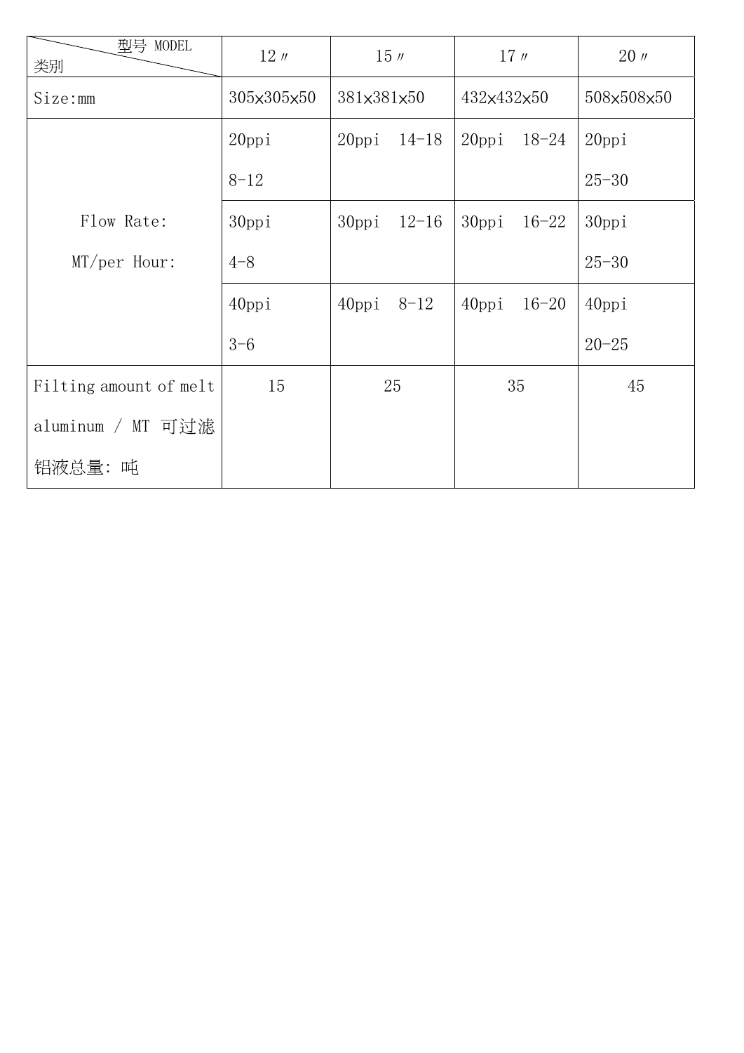| 型号 MODEL / 类别 | 12〃 | 15〃 | 17〃 | 20〃 |
| --- | --- | --- | --- | --- |
| Size:mm | 305x305x50 | 381x381x50 | 432x432x50 | 508x508x50 |
| Flow Rate: MT/per Hour: | 20ppi 8-12 | 20ppi 14-18 | 20ppi 18-24 | 20ppi 25-30 |
| | 30ppi 4-8 | 30ppi 12-16 | 30ppi 16-22 | 30ppi 25-30 |
| | 40ppi 3-6 | 40ppi 8-12 | 40ppi 16-20 | 40ppi 20-25 |
| Filting amount of melt aluminum / MT 可过滤铝液总量: 吨 | 15 | 25 | 35 | 45 |